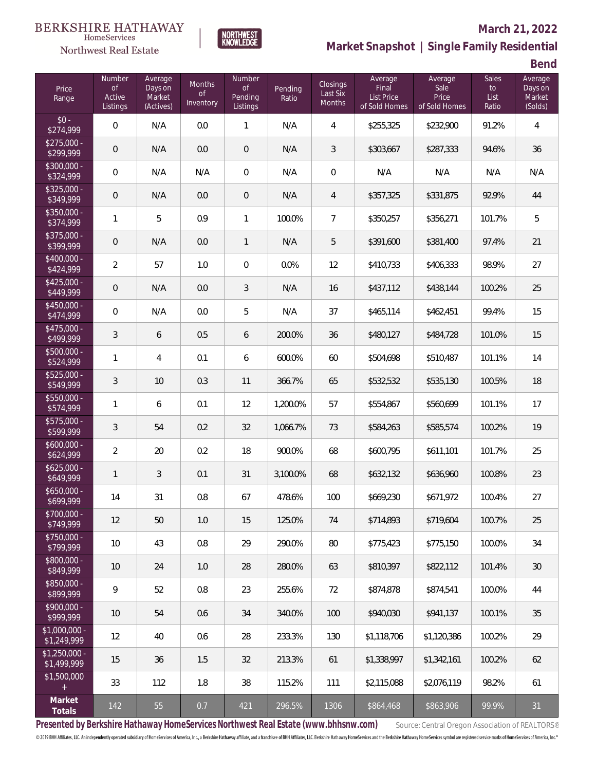BERKSHIRE HATHAWAY HomeServices Northwest Real Estate

NORTHWEST KNOWLEDGE

## March 21, 2022

## Market Snapshot | Single Family Residential

## Bend

| Price Range | Number of Active Listings | Average Days on Market (Actives) | Months of Inventory | Number of Pending Listings | Pending Ratio | Closings Last Six Months | Average Final List Price of Sold Homes | Average Sale Price of Sold Homes | Sales to List Ratio | Average Days on Market (Solds) |
|---|---|---|---|---|---|---|---|---|---|---|
| $0 - $274,999 | 0 | N/A | 0.0 | 1 | N/A | 4 | $255,325 | $232,900 | 91.2% | 4 |
| $275,000 - $299,999 | 0 | N/A | 0.0 | 0 | N/A | 3 | $303,667 | $287,333 | 94.6% | 36 |
| $300,000 - $324,999 | 0 | N/A | N/A | 0 | N/A | 0 | N/A | N/A | N/A | N/A |
| $325,000 - $349,999 | 0 | N/A | 0.0 | 0 | N/A | 4 | $357,325 | $331,875 | 92.9% | 44 |
| $350,000 - $374,999 | 1 | 5 | 0.9 | 1 | 100.0% | 7 | $350,257 | $356,271 | 101.7% | 5 |
| $375,000 - $399,999 | 0 | N/A | 0.0 | 1 | N/A | 5 | $391,600 | $381,400 | 97.4% | 21 |
| $400,000 - $424,999 | 2 | 57 | 1.0 | 0 | 0.0% | 12 | $410,733 | $406,333 | 98.9% | 27 |
| $425,000 - $449,999 | 0 | N/A | 0.0 | 3 | N/A | 16 | $437,112 | $438,144 | 100.2% | 25 |
| $450,000 - $474,999 | 0 | N/A | 0.0 | 5 | N/A | 37 | $465,114 | $462,451 | 99.4% | 15 |
| $475,000 - $499,999 | 3 | 6 | 0.5 | 6 | 200.0% | 36 | $480,127 | $484,728 | 101.0% | 15 |
| $500,000 - $524,999 | 1 | 4 | 0.1 | 6 | 600.0% | 60 | $504,698 | $510,487 | 101.1% | 14 |
| $525,000 - $549,999 | 3 | 10 | 0.3 | 11 | 366.7% | 65 | $532,532 | $535,130 | 100.5% | 18 |
| $550,000 - $574,999 | 1 | 6 | 0.1 | 12 | 1,200.0% | 57 | $554,867 | $560,699 | 101.1% | 17 |
| $575,000 - $599,999 | 3 | 54 | 0.2 | 32 | 1,066.7% | 73 | $584,263 | $585,574 | 100.2% | 19 |
| $600,000 - $624,999 | 2 | 20 | 0.2 | 18 | 900.0% | 68 | $600,795 | $611,101 | 101.7% | 25 |
| $625,000 - $649,999 | 1 | 3 | 0.1 | 31 | 3,100.0% | 68 | $632,132 | $636,960 | 100.8% | 23 |
| $650,000 - $699,999 | 14 | 31 | 0.8 | 67 | 478.6% | 100 | $669,230 | $671,972 | 100.4% | 27 |
| $700,000 - $749,999 | 12 | 50 | 1.0 | 15 | 125.0% | 74 | $714,893 | $719,604 | 100.7% | 25 |
| $750,000 - $799,999 | 10 | 43 | 0.8 | 29 | 290.0% | 80 | $775,423 | $775,150 | 100.0% | 34 |
| $800,000 - $849,999 | 10 | 24 | 1.0 | 28 | 280.0% | 63 | $810,397 | $822,112 | 101.4% | 30 |
| $850,000 - $899,999 | 9 | 52 | 0.8 | 23 | 255.6% | 72 | $874,878 | $874,541 | 100.0% | 44 |
| $900,000 - $999,999 | 10 | 54 | 0.6 | 34 | 340.0% | 100 | $940,030 | $941,137 | 100.1% | 35 |
| $1,000,000 - $1,249,999 | 12 | 40 | 0.6 | 28 | 233.3% | 130 | $1,118,706 | $1,120,386 | 100.2% | 29 |
| $1,250,000 - $1,499,999 | 15 | 36 | 1.5 | 32 | 213.3% | 61 | $1,338,997 | $1,342,161 | 100.2% | 62 |
| $1,500,000 + | 33 | 112 | 1.8 | 38 | 115.2% | 111 | $2,115,088 | $2,076,119 | 98.2% | 61 |
| **Market Totals** | 142 | 55 | 0.7 | 421 | 296.5% | 1306 | $864,468 | $863,906 | 99.9% | 31 |

**Presented by Berkshire Hathaway HomeServices Northwest Real Estate (www.bhhsnw.com)**

Source: Central Oregon Association of REALTORS®

© 2019 BHH Affiliates, LLC. An independently operated subsidiary of HomeServices of America, Inc., a Berkshire Hathaway affiliate, and a franchisee of BHH Affiliates, LLC. Berkshire Hathaway HomeServices and the Berkshire Hathaway HomeServices symbol are registered service marks of HomeServices of America, Inc.®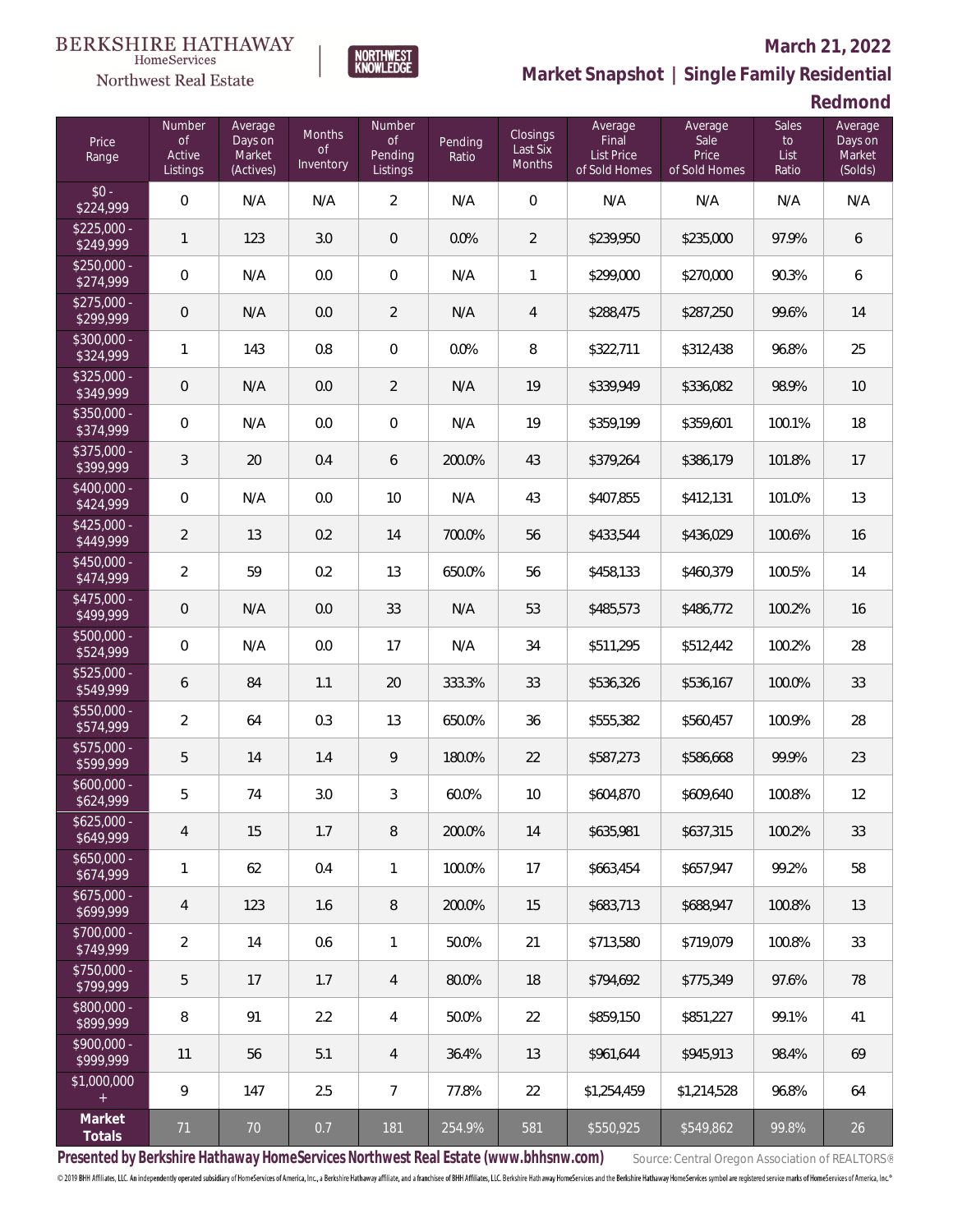BERKSHIRE HATHAWAY HomeServices Northwest Real Estate

NORTHWEST KNOWLEDGE

## March 21, 2022

## Market Snapshot | Single Family Residential

## Redmond

| Price Range | Number of Active Listings | Average Days on Market (Actives) | Months of Inventory | Number of Pending Listings | Pending Ratio | Closings Last Six Months | Average Final List Price of Sold Homes | Average Sale Price of Sold Homes | Sales to List Ratio | Average Days on Market (Solds) |
|---|---|---|---|---|---|---|---|---|---|---|
| $0 - $224,999 | 0 | N/A | N/A | 2 | N/A | 0 | N/A | N/A | N/A | N/A |
| $225,000 - $249,999 | 1 | 123 | 3.0 | 0 | 0.0% | 2 | $239,950 | $235,000 | 97.9% | 6 |
| $250,000 - $274,999 | 0 | N/A | 0.0 | 0 | N/A | 1 | $299,000 | $270,000 | 90.3% | 6 |
| $275,000 - $299,999 | 0 | N/A | 0.0 | 2 | N/A | 4 | $288,475 | $287,250 | 99.6% | 14 |
| $300,000 - $324,999 | 1 | 143 | 0.8 | 0 | 0.0% | 8 | $322,711 | $312,438 | 96.8% | 25 |
| $325,000 - $349,999 | 0 | N/A | 0.0 | 2 | N/A | 19 | $339,949 | $336,082 | 98.9% | 10 |
| $350,000 - $374,999 | 0 | N/A | 0.0 | 0 | N/A | 19 | $359,199 | $359,601 | 100.1% | 18 |
| $375,000 - $399,999 | 3 | 20 | 0.4 | 6 | 200.0% | 43 | $379,264 | $386,179 | 101.8% | 17 |
| $400,000 - $424,999 | 0 | N/A | 0.0 | 10 | N/A | 43 | $407,855 | $412,131 | 101.0% | 13 |
| $425,000 - $449,999 | 2 | 13 | 0.2 | 14 | 700.0% | 56 | $433,544 | $436,029 | 100.6% | 16 |
| $450,000 - $474,999 | 2 | 59 | 0.2 | 13 | 650.0% | 56 | $458,133 | $460,379 | 100.5% | 14 |
| $475,000 - $499,999 | 0 | N/A | 0.0 | 33 | N/A | 53 | $485,573 | $486,772 | 100.2% | 16 |
| $500,000 - $524,999 | 0 | N/A | 0.0 | 17 | N/A | 34 | $511,295 | $512,442 | 100.2% | 28 |
| $525,000 - $549,999 | 6 | 84 | 1.1 | 20 | 333.3% | 33 | $536,326 | $536,167 | 100.0% | 33 |
| $550,000 - $574,999 | 2 | 64 | 0.3 | 13 | 650.0% | 36 | $555,382 | $560,457 | 100.9% | 28 |
| $575,000 - $599,999 | 5 | 14 | 1.4 | 9 | 180.0% | 22 | $587,273 | $586,668 | 99.9% | 23 |
| $600,000 - $624,999 | 5 | 74 | 3.0 | 3 | 60.0% | 10 | $604,870 | $609,640 | 100.8% | 12 |
| $625,000 - $649,999 | 4 | 15 | 1.7 | 8 | 200.0% | 14 | $635,981 | $637,315 | 100.2% | 33 |
| $650,000 - $674,999 | 1 | 62 | 0.4 | 1 | 100.0% | 17 | $663,454 | $657,947 | 99.2% | 58 |
| $675,000 - $699,999 | 4 | 123 | 1.6 | 8 | 200.0% | 15 | $683,713 | $688,947 | 100.8% | 13 |
| $700,000 - $749,999 | 2 | 14 | 0.6 | 1 | 50.0% | 21 | $713,580 | $719,079 | 100.8% | 33 |
| $750,000 - $799,999 | 5 | 17 | 1.7 | 4 | 80.0% | 18 | $794,692 | $775,349 | 97.6% | 78 |
| $800,000 - $899,999 | 8 | 91 | 2.2 | 4 | 50.0% | 22 | $859,150 | $851,227 | 99.1% | 41 |
| $900,000 - $999,999 | 11 | 56 | 5.1 | 4 | 36.4% | 13 | $961,644 | $945,913 | 98.4% | 69 |
| $1,000,000 + | 9 | 147 | 2.5 | 7 | 77.8% | 22 | $1,254,459 | $1,214,528 | 96.8% | 64 |
| **Market Totals** | 71 | 70 | 0.7 | 181 | 254.9% | 581 | $550,925 | $549,862 | 99.8% | 26 |

**Presented by Berkshire Hathaway HomeServices Northwest Real Estate (www.bhhsnw.com)**

Source: Central Oregon Association of REALTORS®

© 2019 BHH Affiliates, LLC. An independently operated subsidiary of HomeServices of America, Inc., a Berkshire Hathaway affiliate, and a franchisee of BHH Affiliates, LLC. Berkshire Hathaway HomeServices and the Berkshire Hathaway HomeServices symbol are registered service marks of HomeServices of America, Inc.®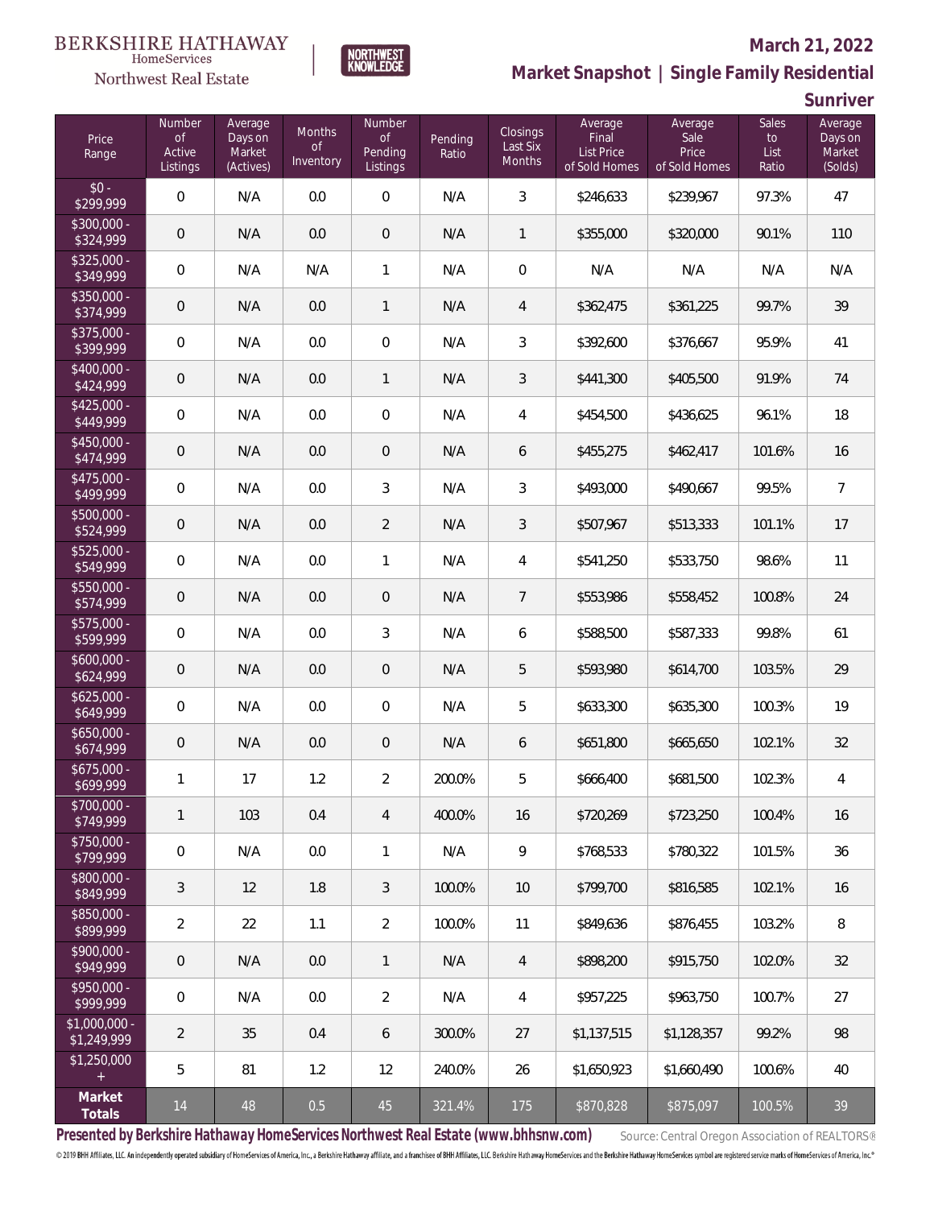BERKSHIRE HATHAWAY HomeServices Northwest Real Estate

NORTHWEST KNOWLEDGE

**March 21, 2022**

**Market Snapshot | Single Family Residential**

**Sunriver**

| Price Range | Number of Active Listings | Average Days on Market (Actives) | Months of Inventory | Number of Pending Listings | Pending Ratio | Closings Last Six Months | Average Final List Price of Sold Homes | Average Sale Price of Sold Homes | Sales to List Ratio | Average Days on Market (Solds) |
|---|---|---|---|---|---|---|---|---|---|---|
| $0 - $299,999 | 0 | N/A | 0.0 | 0 | N/A | 3 | $246,633 | $239,967 | 97.3% | 47 |
| $300,000 - $324,999 | 0 | N/A | 0.0 | 0 | N/A | 1 | $355,000 | $320,000 | 90.1% | 110 |
| $325,000 - $349,999 | 0 | N/A | N/A | 1 | N/A | 0 | N/A | N/A | N/A | N/A |
| $350,000 - $374,999 | 0 | N/A | 0.0 | 1 | N/A | 4 | $362,475 | $361,225 | 99.7% | 39 |
| $375,000 - $399,999 | 0 | N/A | 0.0 | 0 | N/A | 3 | $392,600 | $376,667 | 95.9% | 41 |
| $400,000 - $424,999 | 0 | N/A | 0.0 | 1 | N/A | 3 | $441,300 | $405,500 | 91.9% | 74 |
| $425,000 - $449,999 | 0 | N/A | 0.0 | 0 | N/A | 4 | $454,500 | $436,625 | 96.1% | 18 |
| $450,000 - $474,999 | 0 | N/A | 0.0 | 0 | N/A | 6 | $455,275 | $462,417 | 101.6% | 16 |
| $475,000 - $499,999 | 0 | N/A | 0.0 | 3 | N/A | 3 | $493,000 | $490,667 | 99.5% | 7 |
| $500,000 - $524,999 | 0 | N/A | 0.0 | 2 | N/A | 3 | $507,967 | $513,333 | 101.1% | 17 |
| $525,000 - $549,999 | 0 | N/A | 0.0 | 1 | N/A | 4 | $541,250 | $533,750 | 98.6% | 11 |
| $550,000 - $574,999 | 0 | N/A | 0.0 | 0 | N/A | 7 | $553,986 | $558,452 | 100.8% | 24 |
| $575,000 - $599,999 | 0 | N/A | 0.0 | 3 | N/A | 6 | $588,500 | $587,333 | 99.8% | 61 |
| $600,000 - $624,999 | 0 | N/A | 0.0 | 0 | N/A | 5 | $593,980 | $614,700 | 103.5% | 29 |
| $625,000 - $649,999 | 0 | N/A | 0.0 | 0 | N/A | 5 | $633,300 | $635,300 | 100.3% | 19 |
| $650,000 - $674,999 | 0 | N/A | 0.0 | 0 | N/A | 6 | $651,800 | $665,650 | 102.1% | 32 |
| $675,000 - $699,999 | 1 | 17 | 1.2 | 2 | 200.0% | 5 | $666,400 | $681,500 | 102.3% | 4 |
| $700,000 - $749,999 | 1 | 103 | 0.4 | 4 | 400.0% | 16 | $720,269 | $723,250 | 100.4% | 16 |
| $750,000 - $799,999 | 0 | N/A | 0.0 | 1 | N/A | 9 | $768,533 | $780,322 | 101.5% | 36 |
| $800,000 - $849,999 | 3 | 12 | 1.8 | 3 | 100.0% | 10 | $799,700 | $816,585 | 102.1% | 16 |
| $850,000 - $899,999 | 2 | 22 | 1.1 | 2 | 100.0% | 11 | $849,636 | $876,455 | 103.2% | 8 |
| $900,000 - $949,999 | 0 | N/A | 0.0 | 1 | N/A | 4 | $898,200 | $915,750 | 102.0% | 32 |
| $950,000 - $999,999 | 0 | N/A | 0.0 | 2 | N/A | 4 | $957,225 | $963,750 | 100.7% | 27 |
| $1,000,000 - $1,249,999 | 2 | 35 | 0.4 | 6 | 300.0% | 27 | $1,137,515 | $1,128,357 | 99.2% | 98 |
| $1,250,000 + | 5 | 81 | 1.2 | 12 | 240.0% | 26 | $1,650,923 | $1,660,490 | 100.6% | 40 |
| **Market Totals** | 14 | 48 | 0.5 | 45 | 321.4% | 175 | $870,828 | $875,097 | 100.5% | 39 |

**Presented by Berkshire Hathaway HomeServices Northwest Real Estate (www.bhhsnw.com)**

Source: Central Oregon Association of REALTORS®

© 2019 BHH Affiliates, LLC. An independently operated subsidiary of HomeServices of America, Inc., a Berkshire Hathaway affiliate, and a franchisee of BHH Affiliates, LLC. Berkshire Hathaway HomeServices and the Berkshire Hathaway HomeServices symbol are registered service marks of HomeServices of America, Inc.®